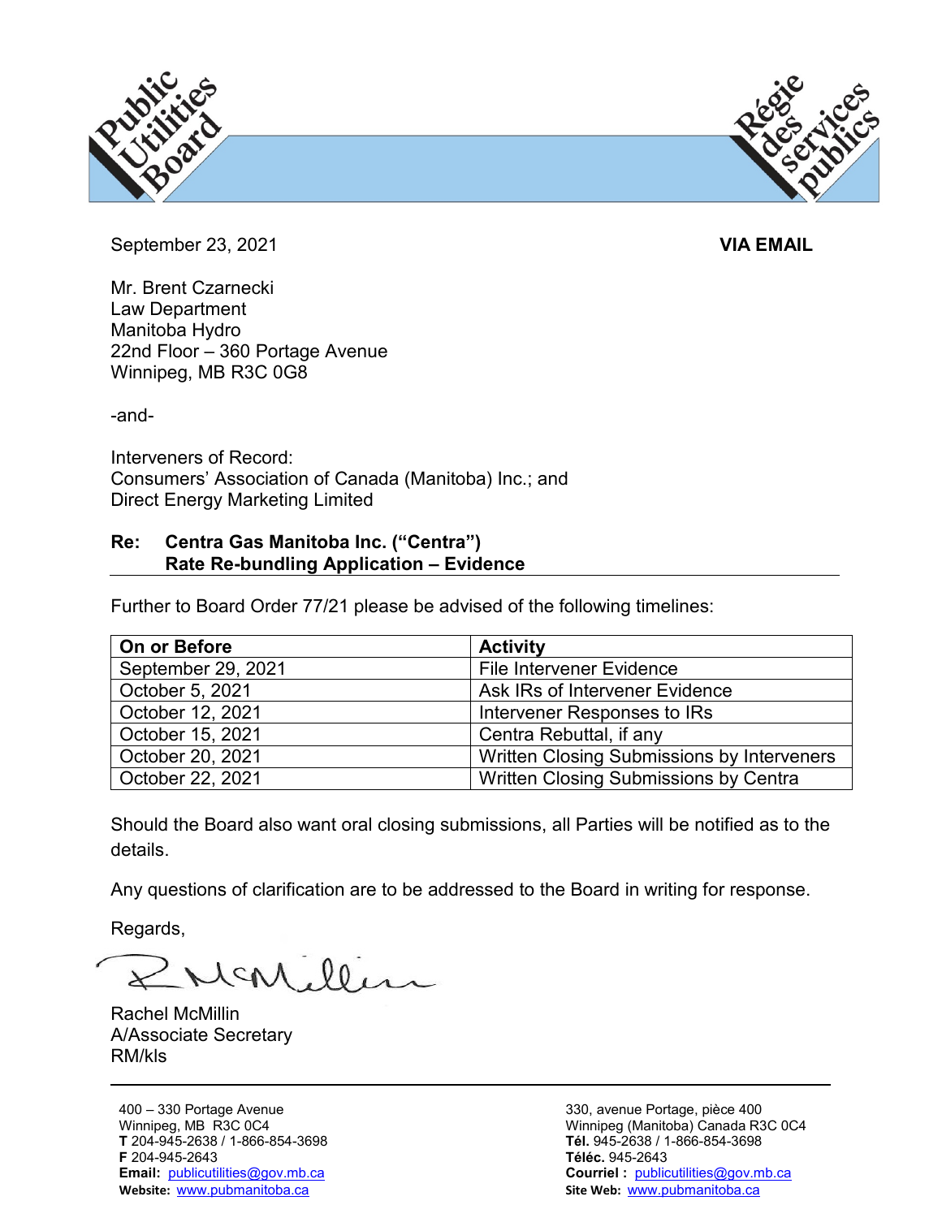Public Utilities Board

Régie des services publics

September 23, 2021 **VIA EMAIL**

Mr. Brent Czarnecki
Law Department
Manitoba Hydro
22nd Floor – 360 Portage Avenue
Winnipeg, MB R3C 0G8

-and-

Interveners of Record:
Consumers' Association of Canada (Manitoba) Inc.; and
Direct Energy Marketing Limited

**Re: Centra Gas Manitoba Inc. ("Centra")**
**Rate Re-bundling Application – Evidence**

Further to Board Order 77/21 please be advised of the following timelines:

| On or Before | Activity |
|---|---|
| September 29, 2021 | File Intervener Evidence |
| October 5, 2021 | Ask IRs of Intervener Evidence |
| October 12, 2021 | Intervener Responses to IRs |
| October 15, 2021 | Centra Rebuttal, if any |
| October 20, 2021 | Written Closing Submissions by Interveners |
| October 22, 2021 | Written Closing Submissions by Centra |

Should the Board also want oral closing submissions, all Parties will be notified as to the details.

Any questions of clarification are to be addressed to the Board in writing for response.

Regards,

Rachel McMillin
A/Associate Secretary
RM/kls

400 – 330 Portage Avenue
Winnipeg, MB R3C 0C4
**T** 204-945-2638 / 1-866-854-3698
**F** 204-945-2643
**Email:** publicutilities@gov.mb.ca
**Website:** www.pubmanitoba.ca

330, avenue Portage, pièce 400
Winnipeg (Manitoba) Canada R3C 0C4
**Tél.** 945-2638 / 1-866-854-3698
**Téléc.** 945-2643
**Courriel :** publicutilities@gov.mb.ca
**Site Web:** www.pubmanitoba.ca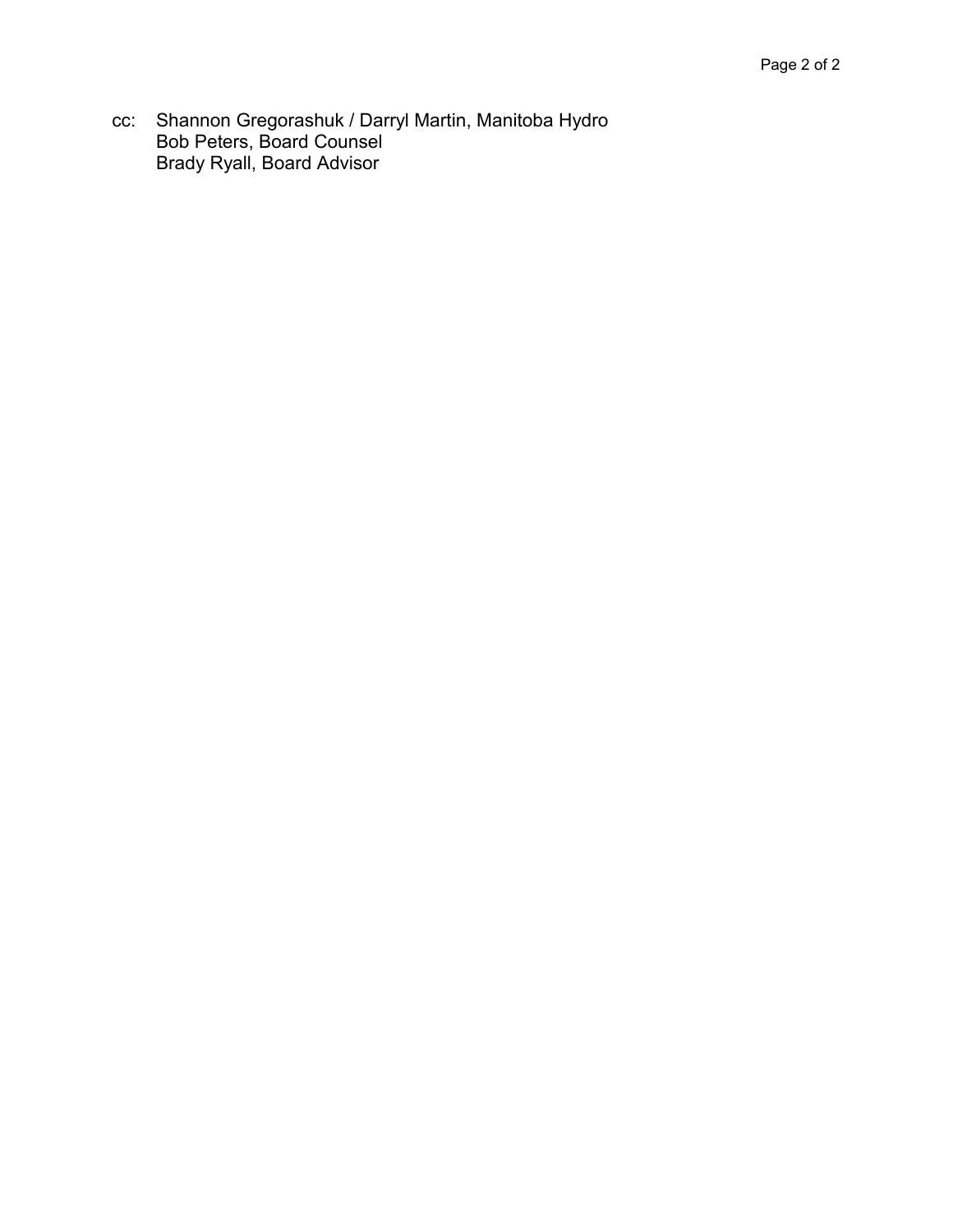cc: Shannon Gregorashuk / Darryl Martin, Manitoba Hydro
Bob Peters, Board Counsel
Brady Ryall, Board Advisor